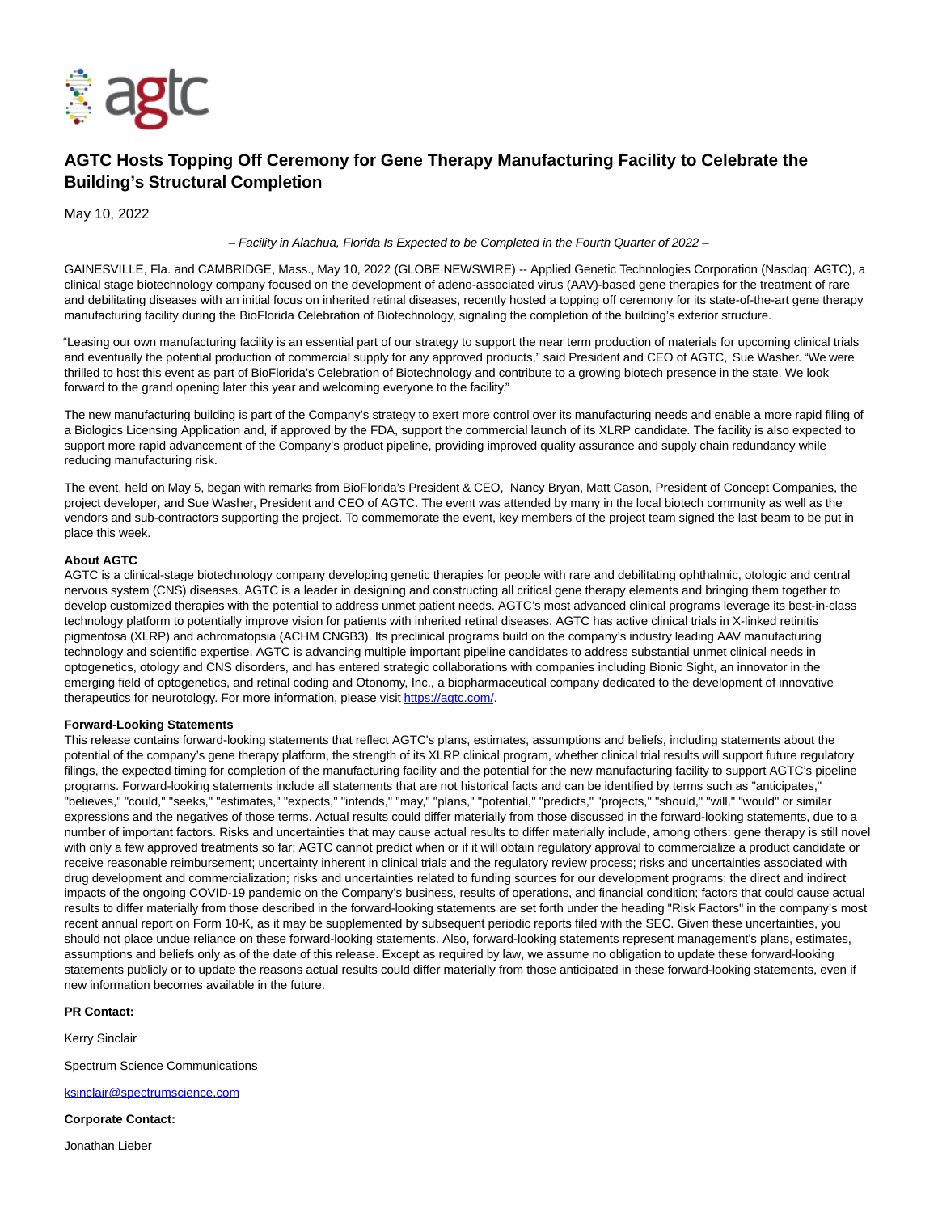# AGTC Hosts Topping Off Ceremony for Gene Therapy Manufacturing Facility to Celebrate the Building's Structural Completion

May 10, 2022

*– Facility in Alachua, Florida Is Expected to be Completed in the Fourth Quarter of 2022 –*

GAINESVILLE, Fla. and CAMBRIDGE, Mass., May 10, 2022 (GLOBE NEWSWIRE) -- Applied Genetic Technologies Corporation (Nasdaq: AGTC), a clinical stage biotechnology company focused on the development of adeno-associated virus (AAV)-based gene therapies for the treatment of rare and debilitating diseases with an initial focus on inherited retinal diseases, recently hosted a topping off ceremony for its state-of-the-art gene therapy manufacturing facility during the BioFlorida Celebration of Biotechnology, signaling the completion of the building's exterior structure.

"Leasing our own manufacturing facility is an essential part of our strategy to support the near term production of materials for upcoming clinical trials and eventually the potential production of commercial supply for any approved products," said President and CEO of AGTC, Sue Washer. "We were thrilled to host this event as part of BioFlorida's Celebration of Biotechnology and contribute to a growing biotech presence in the state. We look forward to the grand opening later this year and welcoming everyone to the facility."

The new manufacturing building is part of the Company's strategy to exert more control over its manufacturing needs and enable a more rapid filing of a Biologics Licensing Application and, if approved by the FDA, support the commercial launch of its XLRP candidate. The facility is also expected to support more rapid advancement of the Company's product pipeline, providing improved quality assurance and supply chain redundancy while reducing manufacturing risk.

The event, held on May 5, began with remarks from BioFlorida's President & CEO, Nancy Bryan, Matt Cason, President of Concept Companies, the project developer, and Sue Washer, President and CEO of AGTC. The event was attended by many in the local biotech community as well as the vendors and sub-contractors supporting the project. To commemorate the event, key members of the project team signed the last beam to be put in place this week.

**About AGTC**

AGTC is a clinical-stage biotechnology company developing genetic therapies for people with rare and debilitating ophthalmic, otologic and central nervous system (CNS) diseases. AGTC is a leader in designing and constructing all critical gene therapy elements and bringing them together to develop customized therapies with the potential to address unmet patient needs. AGTC's most advanced clinical programs leverage its best-in-class technology platform to potentially improve vision for patients with inherited retinal diseases. AGTC has active clinical trials in X-linked retinitis pigmentosa (XLRP) and achromatopsia (ACHM CNGB3). Its preclinical programs build on the company's industry leading AAV manufacturing technology and scientific expertise. AGTC is advancing multiple important pipeline candidates to address substantial unmet clinical needs in optogenetics, otology and CNS disorders, and has entered strategic collaborations with companies including Bionic Sight, an innovator in the emerging field of optogenetics, and retinal coding and Otonomy, Inc., a biopharmaceutical company dedicated to the development of innovative therapeutics for neurotology. For more information, please visit https://agtc.com/.

**Forward-Looking Statements**

This release contains forward-looking statements that reflect AGTC's plans, estimates, assumptions and beliefs, including statements about the potential of the company's gene therapy platform, the strength of its XLRP clinical program, whether clinical trial results will support future regulatory filings, the expected timing for completion of the manufacturing facility and the potential for the new manufacturing facility to support AGTC's pipeline programs. Forward-looking statements include all statements that are not historical facts and can be identified by terms such as "anticipates," "believes," "could," "seeks," "estimates," "expects," "intends," "may," "plans," "potential," "predicts," "projects," "should," "will," "would" or similar expressions and the negatives of those terms. Actual results could differ materially from those discussed in the forward-looking statements, due to a number of important factors. Risks and uncertainties that may cause actual results to differ materially include, among others: gene therapy is still novel with only a few approved treatments so far; AGTC cannot predict when or if it will obtain regulatory approval to commercialize a product candidate or receive reasonable reimbursement; uncertainty inherent in clinical trials and the regulatory review process; risks and uncertainties associated with drug development and commercialization; risks and uncertainties related to funding sources for our development programs; the direct and indirect impacts of the ongoing COVID-19 pandemic on the Company's business, results of operations, and financial condition; factors that could cause actual results to differ materially from those described in the forward-looking statements are set forth under the heading "Risk Factors" in the company's most recent annual report on Form 10-K, as it may be supplemented by subsequent periodic reports filed with the SEC. Given these uncertainties, you should not place undue reliance on these forward-looking statements. Also, forward-looking statements represent management's plans, estimates, assumptions and beliefs only as of the date of this release. Except as required by law, we assume no obligation to update these forward-looking statements publicly or to update the reasons actual results could differ materially from those anticipated in these forward-looking statements, even if new information becomes available in the future.

**PR Contact:**

Kerry Sinclair

Spectrum Science Communications

ksinclair@spectrumscience.com

**Corporate Contact:**

Jonathan Lieber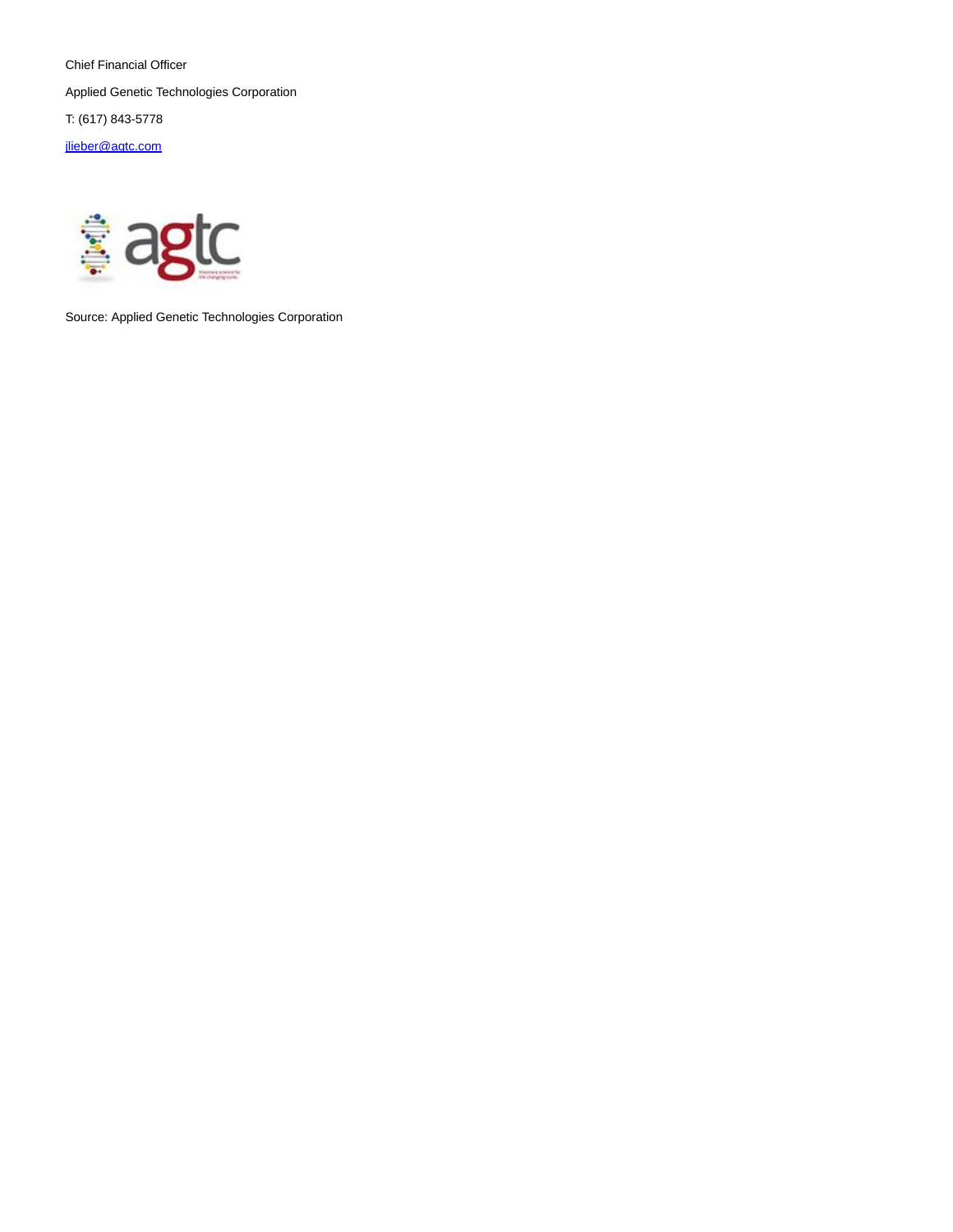Chief Financial Officer

Applied Genetic Technologies Corporation

T: (617) 843-5778

jlieber@agtc.com

Source: Applied Genetic Technologies Corporation